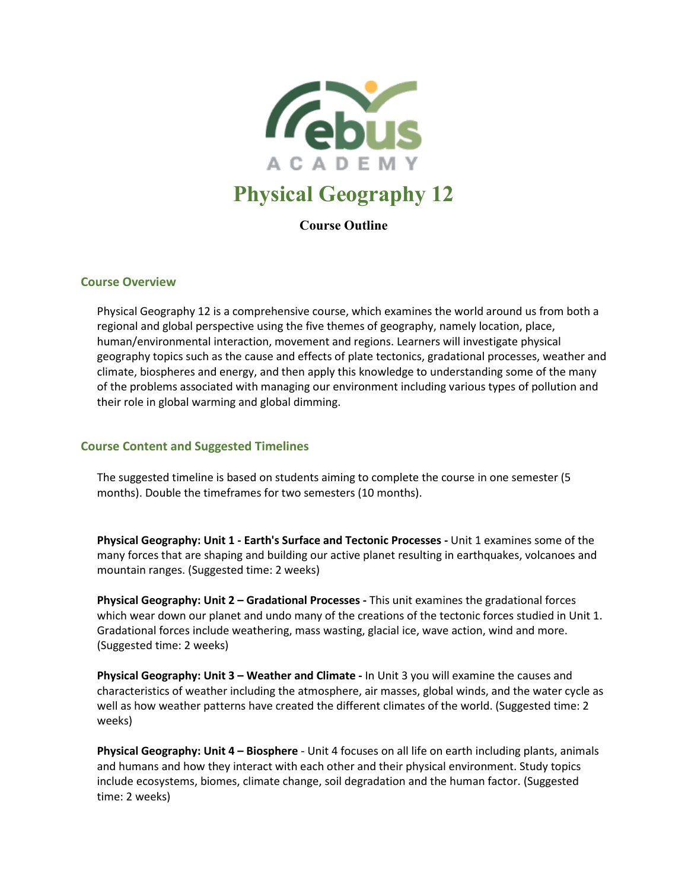# Physical Geography 12

**Course Outline**

## Course Overview

Physical Geography 12 is a comprehensive course, which examines the world around us from both a regional and global perspective using the five themes of geography, namely location, place, human/environmental interaction, movement and regions. Learners will investigate physical geography topics such as the cause and effects of plate tectonics, gradational processes, weather and climate, biospheres and energy, and then apply this knowledge to understanding some of the many of the problems associated with managing our environment including various types of pollution and their role in global warming and global dimming.

## Course Content and Suggested Timelines

The suggested timeline is based on students aiming to complete the course in one semester (5 months). Double the timeframes for two semesters (10 months).

**Physical Geography: Unit 1 - Earth's Surface and Tectonic Processes -** Unit 1 examines some of the many forces that are shaping and building our active planet resulting in earthquakes, volcanoes and mountain ranges. (Suggested time: 2 weeks)

**Physical Geography: Unit 2 – Gradational Processes -** This unit examines the gradational forces which wear down our planet and undo many of the creations of the tectonic forces studied in Unit 1. Gradational forces include weathering, mass wasting, glacial ice, wave action, wind and more. (Suggested time: 2 weeks)

**Physical Geography: Unit 3 – Weather and Climate -** In Unit 3 you will examine the causes and characteristics of weather including the atmosphere, air masses, global winds, and the water cycle as well as how weather patterns have created the different climates of the world. (Suggested time: 2 weeks)

**Physical Geography: Unit 4 – Biosphere** - Unit 4 focuses on all life on earth including plants, animals and humans and how they interact with each other and their physical environment. Study topics include ecosystems, biomes, climate change, soil degradation and the human factor. (Suggested time: 2 weeks)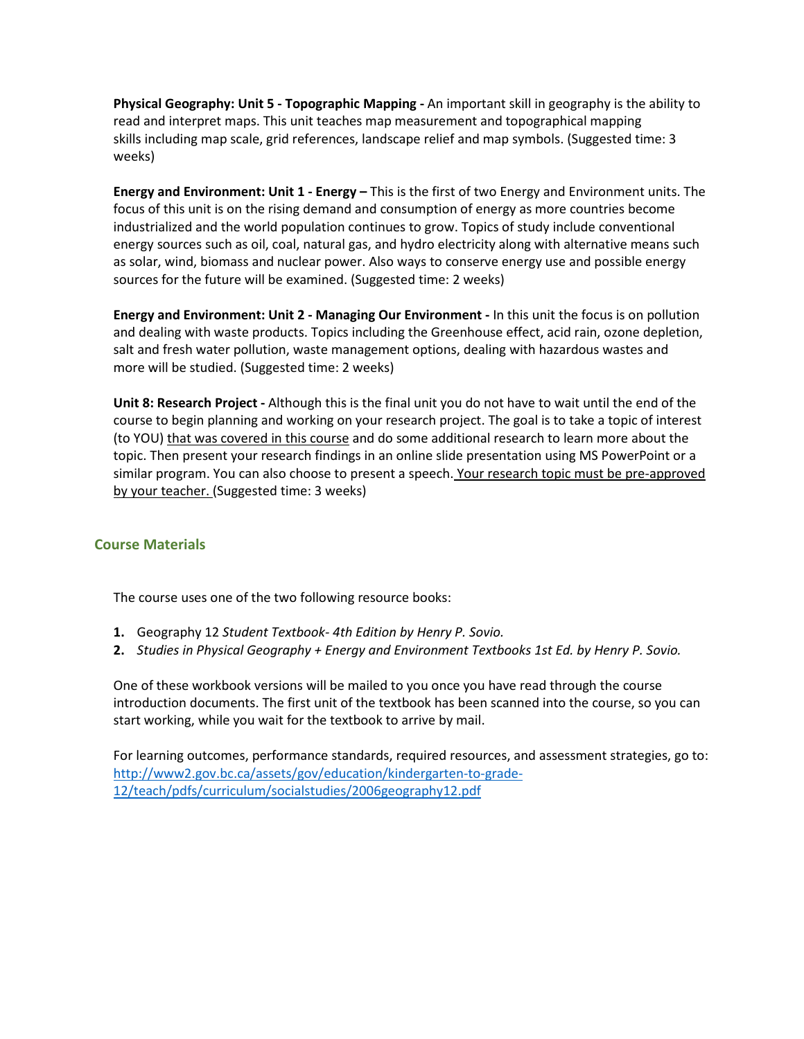**Physical Geography: Unit 5 - Topographic Mapping -** An important skill in geography is the ability to read and interpret maps. This unit teaches map measurement and topographical mapping skills including map scale, grid references, landscape relief and map symbols. (Suggested time: 3 weeks)

**Energy and Environment: Unit 1 - Energy –** This is the first of two Energy and Environment units. The focus of this unit is on the rising demand and consumption of energy as more countries become industrialized and the world population continues to grow. Topics of study include conventional energy sources such as oil, coal, natural gas, and hydro electricity along with alternative means such as solar, wind, biomass and nuclear power. Also ways to conserve energy use and possible energy sources for the future will be examined. (Suggested time: 2 weeks)

**Energy and Environment: Unit 2 - Managing Our Environment -** In this unit the focus is on pollution and dealing with waste products. Topics including the Greenhouse effect, acid rain, ozone depletion, salt and fresh water pollution, waste management options, dealing with hazardous wastes and more will be studied. (Suggested time: 2 weeks)

**Unit 8: Research Project -** Although this is the final unit you do not have to wait until the end of the course to begin planning and working on your research project. The goal is to take a topic of interest (to YOU) that was covered in this course and do some additional research to learn more about the topic. Then present your research findings in an online slide presentation using MS PowerPoint or a similar program. You can also choose to present a speech. Your research topic must be pre-approved by your teacher. (Suggested time: 3 weeks)

## Course Materials

The course uses one of the two following resource books:

1. Geography 12 *Student Textbook- 4th Edition by Henry P. Sovio.*
2. *Studies in Physical Geography + Energy and Environment Textbooks 1st Ed. by Henry P. Sovio.*

One of these workbook versions will be mailed to you once you have read through the course introduction documents. The first unit of the textbook has been scanned into the course, so you can start working, while you wait for the textbook to arrive by mail.

For learning outcomes, performance standards, required resources, and assessment strategies, go to: [http://www2.gov.bc.ca/assets/gov/education/kindergarten-to-grade-12/teach/pdfs/curriculum/socialstudies/2006geography12.pdf](http://www2.gov.bc.ca/assets/gov/education/kindergarten-to-grade-12/teach/pdfs/curriculum/socialstudies/2006geography12.pdf)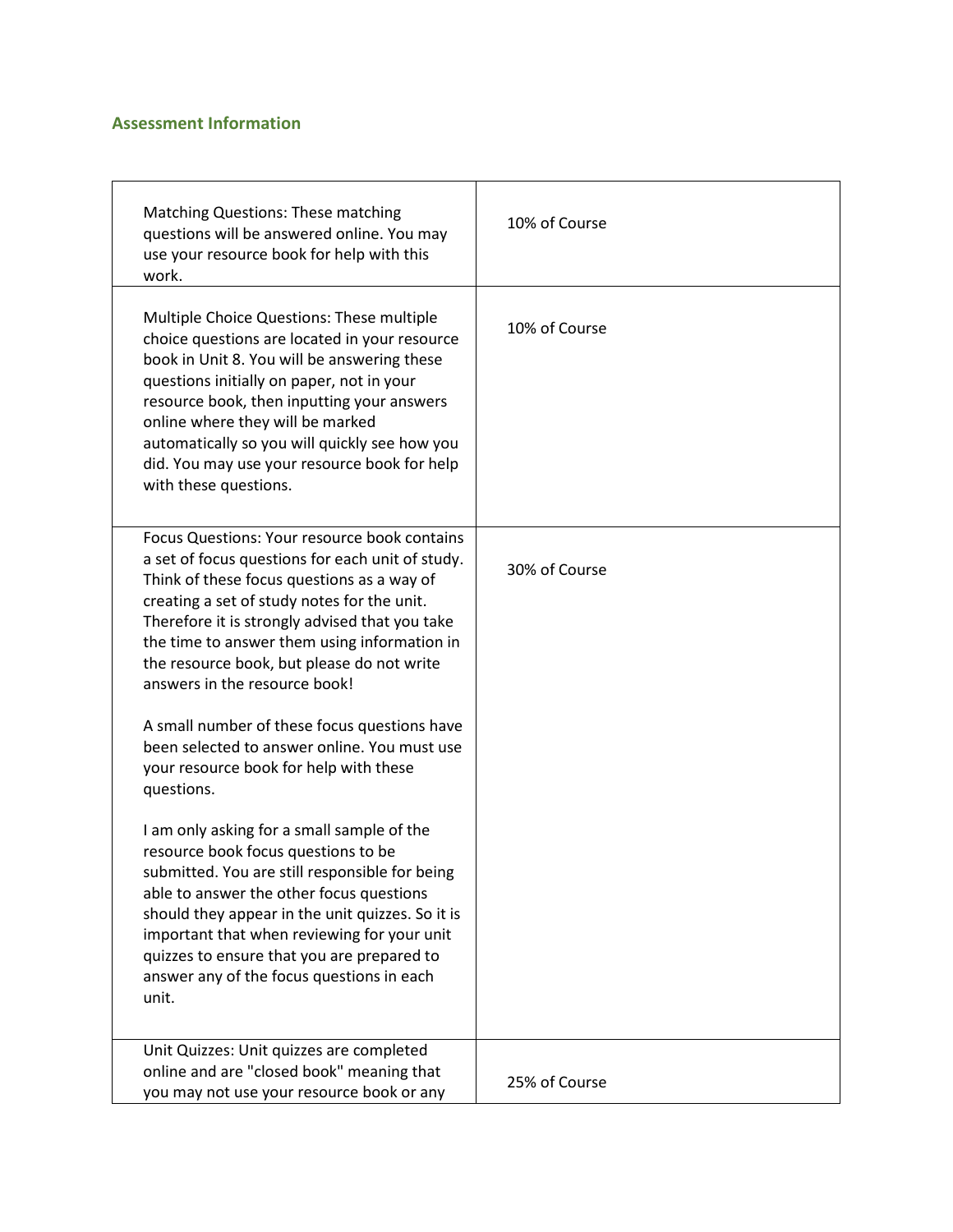### Assessment Information

| | |
|---|---|
| Matching Questions: These matching questions will be answered online. You may use your resource book for help with this work. | 10% of Course |
| Multiple Choice Questions: These multiple choice questions are located in your resource book in Unit 8. You will be answering these questions initially on paper, not in your resource book, then inputting your answers online where they will be marked automatically so you will quickly see how you did. You may use your resource book for help with these questions. | 10% of Course |
| Focus Questions: Your resource book contains a set of focus questions for each unit of study. Think of these focus questions as a way of creating a set of study notes for the unit. Therefore it is strongly advised that you take the time to answer them using information in the resource book, but please do not write answers in the resource book!<br><br>A small number of these focus questions have been selected to answer online. You must use your resource book for help with these questions.<br><br>I am only asking for a small sample of the resource book focus questions to be submitted. You are still responsible for being able to answer the other focus questions should they appear in the unit quizzes. So it is important that when reviewing for your unit quizzes to ensure that you are prepared to answer any of the focus questions in each unit. | 30% of Course |
| Unit Quizzes: Unit quizzes are completed online and are "closed book" meaning that you may not use your resource book or any | 25% of Course |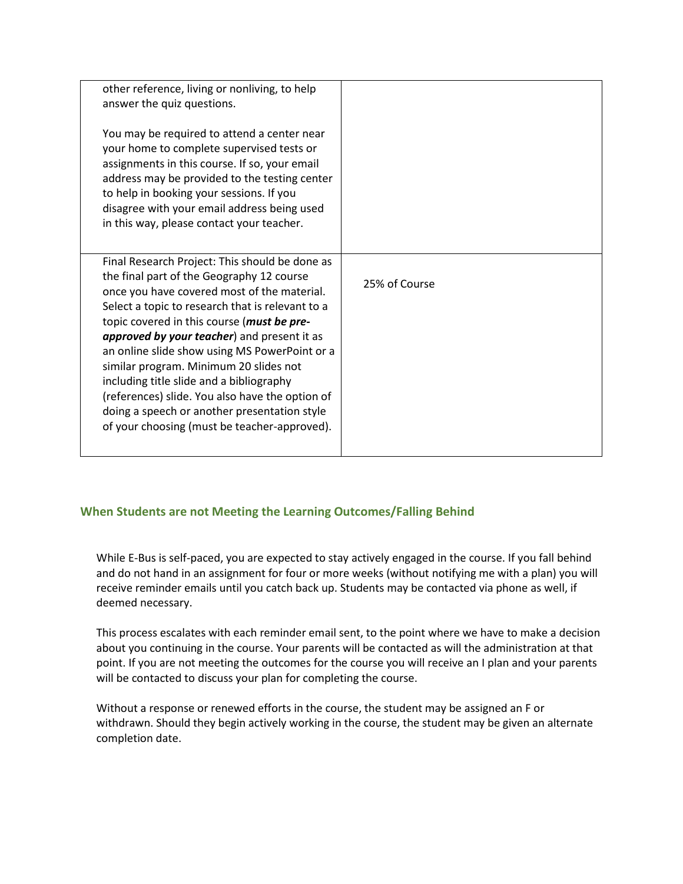| | |
|---|---|
| other reference, living or nonliving, to help answer the quiz questions.<br><br>You may be required to attend a center near your home to complete supervised tests or assignments in this course. If so, your email address may be provided to the testing center to help in booking your sessions. If you disagree with your email address being used in this way, please contact your teacher. | |
| Final Research Project: This should be done as the final part of the Geography 12 course once you have covered most of the material. Select a topic to research that is relevant to a topic covered in this course (***must be pre-approved by your teacher***) and present it as an online slide show using MS PowerPoint or a similar program. Minimum 20 slides not including title slide and a bibliography (references) slide. You also have the option of doing a speech or another presentation style of your choosing (must be teacher-approved). | 25% of Course |

## When Students are not Meeting the Learning Outcomes/Falling Behind

While E-Bus is self-paced, you are expected to stay actively engaged in the course. If you fall behind and do not hand in an assignment for four or more weeks (without notifying me with a plan) you will receive reminder emails until you catch back up. Students may be contacted via phone as well, if deemed necessary.

This process escalates with each reminder email sent, to the point where we have to make a decision about you continuing in the course. Your parents will be contacted as will the administration at that point. If you are not meeting the outcomes for the course you will receive an I plan and your parents will be contacted to discuss your plan for completing the course.

Without a response or renewed efforts in the course, the student may be assigned an F or withdrawn. Should they begin actively working in the course, the student may be given an alternate completion date.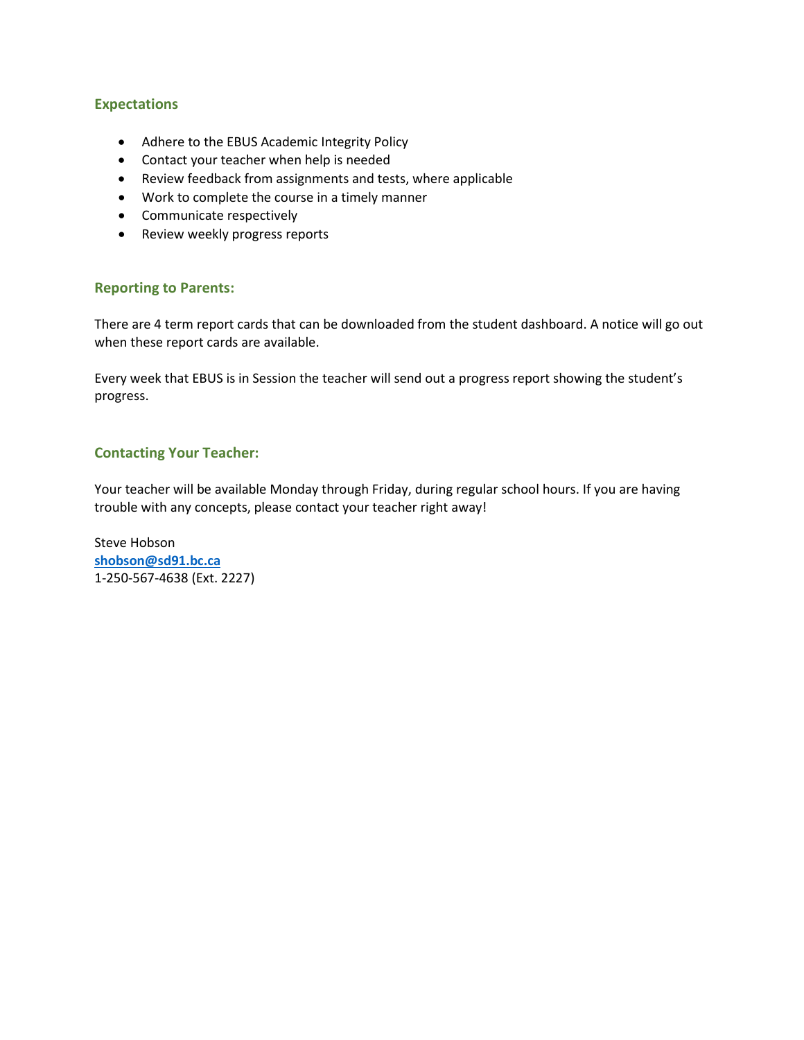## Expectations

- Adhere to the EBUS Academic Integrity Policy
- Contact your teacher when help is needed
- Review feedback from assignments and tests, where applicable
- Work to complete the course in a timely manner
- Communicate respectively
- Review weekly progress reports

## Reporting to Parents:

There are 4 term report cards that can be downloaded from the student dashboard. A notice will go out when these report cards are available.

Every week that EBUS is in Session the teacher will send out a progress report showing the student's progress.

## Contacting Your Teacher:

Your teacher will be available Monday through Friday, during regular school hours. If you are having trouble with any concepts, please contact your teacher right away!

Steve Hobson
**shobson@sd91.bc.ca**
1-250-567-4638 (Ext. 2227)